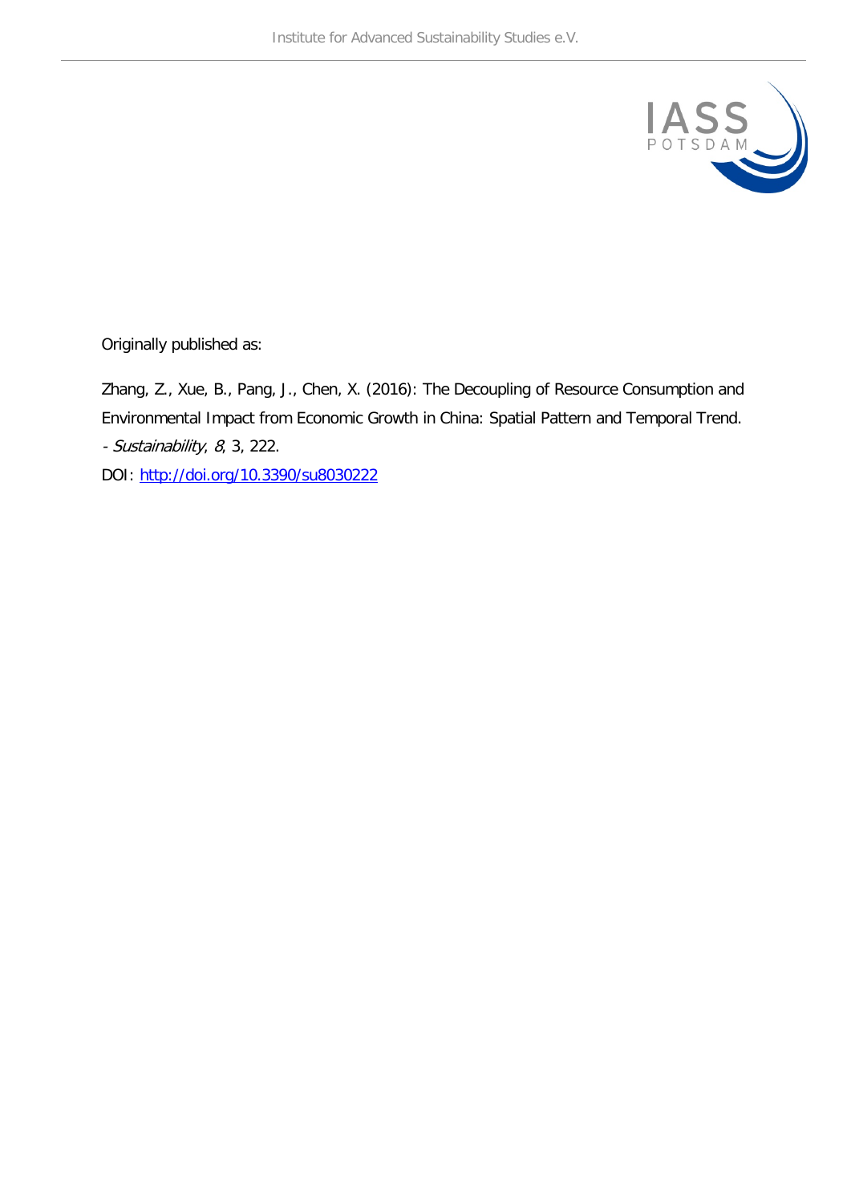Originally published as:

Zhang, Z., Xue, B., Pang, J., Chen, X. (2016): The Decoupling of Resource Consumption and Environmental Impact from Economic Growth in China: Spatial Pattern and Temporal Trend. - *Sustainability*, *8*, 3, 222.

DOI: http://doi.org/10.3390/su8030222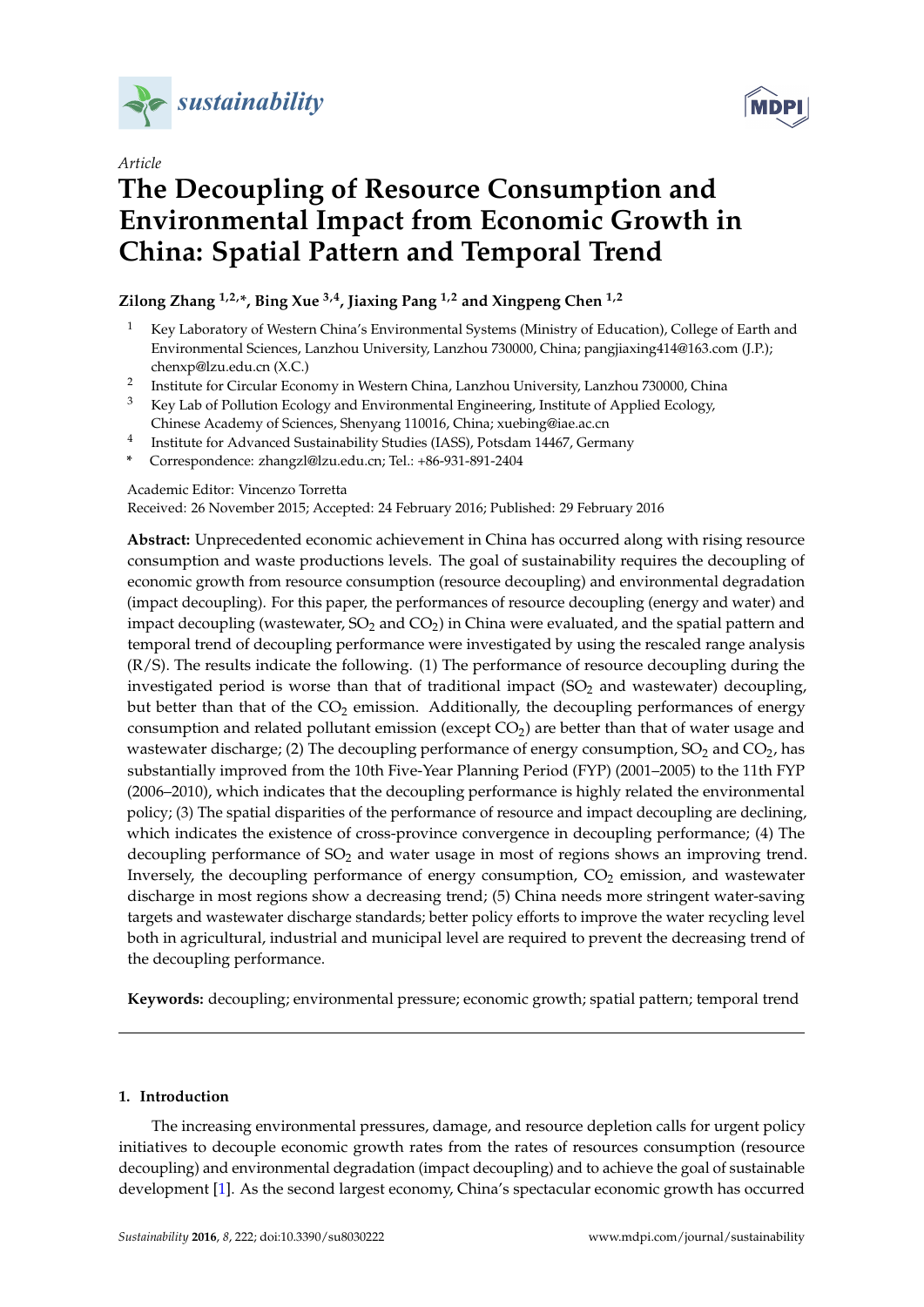sustainability

MDPI

*Article*

# The Decoupling of Resource Consumption and Environmental Impact from Economic Growth in China: Spatial Pattern and Temporal Trend

**Zilong Zhang [1,2,*], Bing Xue [3,4], Jiaxing Pang [1,2] and Xingpeng Chen [1,2]**

1. Key Laboratory of Western China's Environmental Systems (Ministry of Education), College of Earth and Environmental Sciences, Lanzhou University, Lanzhou 730000, China; pangjiaxing414@163.com (J.P.); chenxp@lzu.edu.cn (X.C.)
2. Institute for Circular Economy in Western China, Lanzhou University, Lanzhou 730000, China
3. Key Lab of Pollution Ecology and Environmental Engineering, Institute of Applied Ecology, Chinese Academy of Sciences, Shenyang 110016, China; xuebing@iae.ac.cn
4. Institute for Advanced Sustainability Studies (IASS), Potsdam 14467, Germany

\* Correspondence: zhangzl@lzu.edu.cn; Tel.: +86-931-891-2404

Academic Editor: Vincenzo Torretta

Received: 26 November 2015; Accepted: 24 February 2016; Published: 29 February 2016

**Abstract:** Unprecedented economic achievement in China has occurred along with rising resource consumption and waste productions levels. The goal of sustainability requires the decoupling of economic growth from resource consumption (resource decoupling) and environmental degradation (impact decoupling). For this paper, the performances of resource decoupling (energy and water) and impact decoupling (wastewater, $SO_2$ and $CO_2$) in China were evaluated, and the spatial pattern and temporal trend of decoupling performance were investigated by using the rescaled range analysis (R/S). The results indicate the following. (1) The performance of resource decoupling during the investigated period is worse than that of traditional impact ($SO_2$ and wastewater) decoupling, but better than that of the $CO_2$ emission. Additionally, the decoupling performances of energy consumption and related pollutant emission (except $CO_2$) are better than that of water usage and wastewater discharge; (2) The decoupling performance of energy consumption, $SO_2$ and $CO_2$, has substantially improved from the 10th Five-Year Planning Period (FYP) (2001–2005) to the 11th FYP (2006–2010), which indicates that the decoupling performance is highly related the environmental policy; (3) The spatial disparities of the performance of resource and impact decoupling are declining, which indicates the existence of cross-province convergence in decoupling performance; (4) The decoupling performance of $SO_2$ and water usage in most of regions shows an improving trend. Inversely, the decoupling performance of energy consumption, $CO_2$ emission, and wastewater discharge in most regions show a decreasing trend; (5) China needs more stringent water-saving targets and wastewater discharge standards; better policy efforts to improve the water recycling level both in agricultural, industrial and municipal level are required to prevent the decreasing trend of the decoupling performance.

**Keywords:** decoupling; environmental pressure; economic growth; spatial pattern; temporal trend

## 1. Introduction

The increasing environmental pressures, damage, and resource depletion calls for urgent policy initiatives to decouple economic growth rates from the rates of resources consumption (resource decoupling) and environmental degradation (impact decoupling) and to achieve the goal of sustainable development [1]. As the second largest economy, China's spectacular economic growth has occurred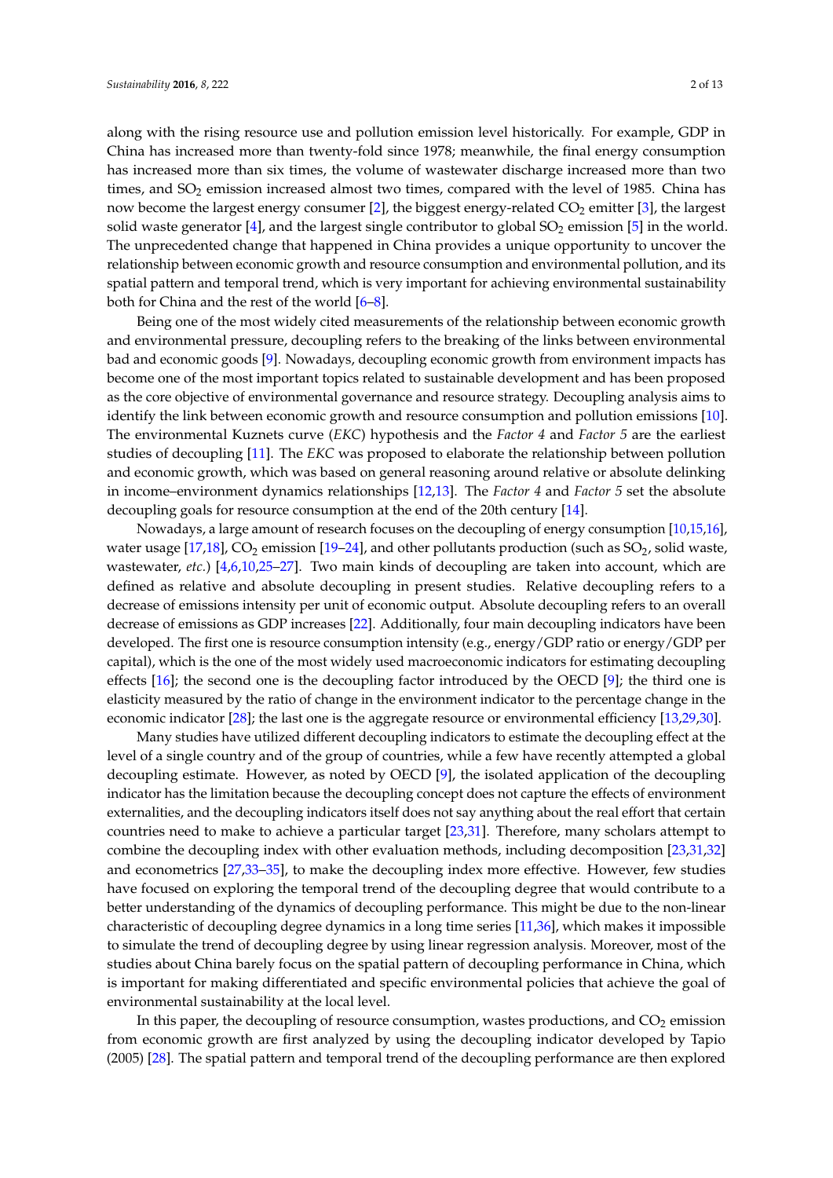along with the rising resource use and pollution emission level historically. For example, GDP in China has increased more than twenty-fold since 1978; meanwhile, the final energy consumption has increased more than six times, the volume of wastewater discharge increased more than two times, and $SO_2$ emission increased almost two times, compared with the level of 1985. China has now become the largest energy consumer [2], the biggest energy-related $CO_2$ emitter [3], the largest solid waste generator [4], and the largest single contributor to global $SO_2$ emission [5] in the world. The unprecedented change that happened in China provides a unique opportunity to uncover the relationship between economic growth and resource consumption and environmental pollution, and its spatial pattern and temporal trend, which is very important for achieving environmental sustainability both for China and the rest of the world [6–8].

Being one of the most widely cited measurements of the relationship between economic growth and environmental pressure, decoupling refers to the breaking of the links between environmental bad and economic goods [9]. Nowadays, decoupling economic growth from environment impacts has become one of the most important topics related to sustainable development and has been proposed as the core objective of environmental governance and resource strategy. Decoupling analysis aims to identify the link between economic growth and resource consumption and pollution emissions [10]. The environmental Kuznets curve (*EKC*) hypothesis and the *Factor 4* and *Factor 5* are the earliest studies of decoupling [11]. The *EKC* was proposed to elaborate the relationship between pollution and economic growth, which was based on general reasoning around relative or absolute delinking in income–environment dynamics relationships [12,13]. The *Factor 4* and *Factor 5* set the absolute decoupling goals for resource consumption at the end of the 20th century [14].

Nowadays, a large amount of research focuses on the decoupling of energy consumption [10,15,16], water usage [17,18], $CO_2$ emission [19–24], and other pollutants production (such as $SO_2$, solid waste, wastewater, *etc.*) [4,6,10,25–27]. Two main kinds of decoupling are taken into account, which are defined as relative and absolute decoupling in present studies. Relative decoupling refers to a decrease of emissions intensity per unit of economic output. Absolute decoupling refers to an overall decrease of emissions as GDP increases [22]. Additionally, four main decoupling indicators have been developed. The first one is resource consumption intensity (e.g., energy/GDP ratio or energy/GDP per capital), which is the one of the most widely used macroeconomic indicators for estimating decoupling effects [16]; the second one is the decoupling factor introduced by the OECD [9]; the third one is elasticity measured by the ratio of change in the environment indicator to the percentage change in the economic indicator [28]; the last one is the aggregate resource or environmental efficiency [13,29,30].

Many studies have utilized different decoupling indicators to estimate the decoupling effect at the level of a single country and of the group of countries, while a few have recently attempted a global decoupling estimate. However, as noted by OECD [9], the isolated application of the decoupling indicator has the limitation because the decoupling concept does not capture the effects of environment externalities, and the decoupling indicators itself does not say anything about the real effort that certain countries need to make to achieve a particular target [23,31]. Therefore, many scholars attempt to combine the decoupling index with other evaluation methods, including decomposition [23,31,32] and econometrics [27,33–35], to make the decoupling index more effective. However, few studies have focused on exploring the temporal trend of the decoupling degree that would contribute to a better understanding of the dynamics of decoupling performance. This might be due to the non-linear characteristic of decoupling degree dynamics in a long time series [11,36], which makes it impossible to simulate the trend of decoupling degree by using linear regression analysis. Moreover, most of the studies about China barely focus on the spatial pattern of decoupling performance in China, which is important for making differentiated and specific environmental policies that achieve the goal of environmental sustainability at the local level.

In this paper, the decoupling of resource consumption, wastes productions, and $CO_2$ emission from economic growth are first analyzed by using the decoupling indicator developed by Tapio (2005) [28]. The spatial pattern and temporal trend of the decoupling performance are then explored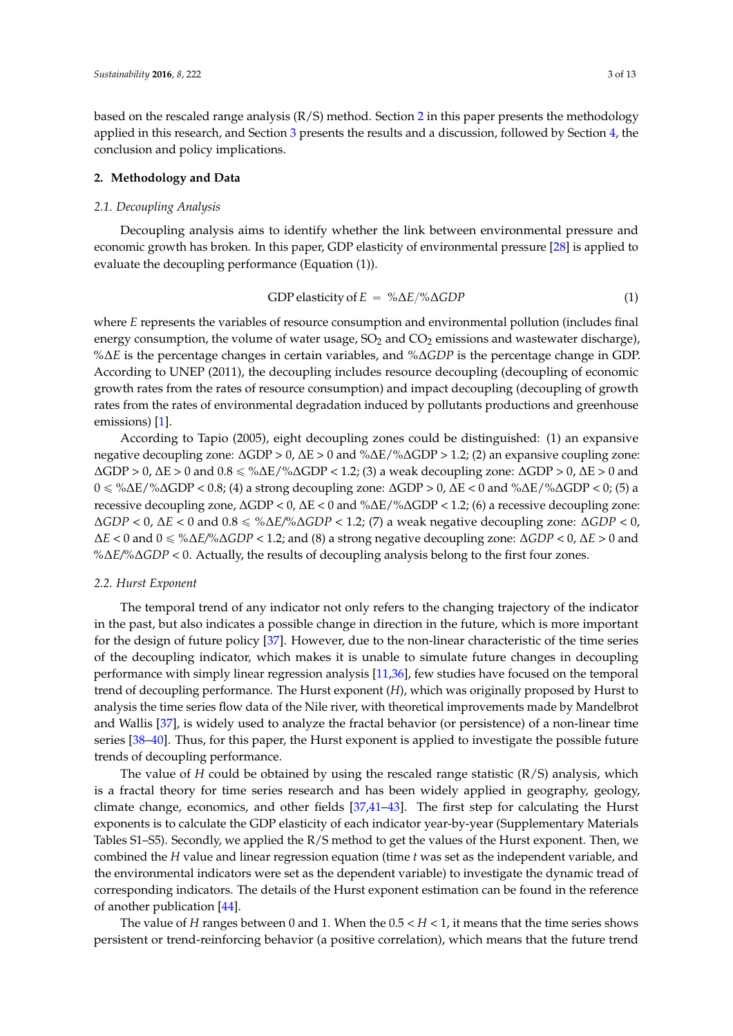based on the rescaled range analysis (R/S) method. Section 2 in this paper presents the methodology applied in this research, and Section 3 presents the results and a discussion, followed by Section 4, the conclusion and policy implications.

## 2. Methodology and Data

### 2.1. Decoupling Analysis

Decoupling analysis aims to identify whether the link between environmental pressure and economic growth has broken. In this paper, GDP elasticity of environmental pressure [28] is applied to evaluate the decoupling performance (Equation (1)).

$$\text{GDP elasticity of } E = \%\Delta E / \%\Delta GDP \quad (1)$$

where $E$ represents the variables of resource consumption and environmental pollution (includes final energy consumption, the volume of water usage, $SO_2$ and $CO_2$ emissions and wastewater discharge), $\%\Delta E$ is the percentage changes in certain variables, and $\%\Delta GDP$ is the percentage change in GDP. According to UNEP (2011), the decoupling includes resource decoupling (decoupling of economic growth rates from the rates of resource consumption) and impact decoupling (decoupling of growth rates from the rates of environmental degradation induced by pollutants productions and greenhouse emissions) [1].

According to Tapio (2005), eight decoupling zones could be distinguished: (1) an expansive negative decoupling zone: $\Delta GDP > 0$, $\Delta E > 0$ and $\%\Delta E/\%\Delta GDP > 1.2$; (2) an expansive coupling zone: $\Delta GDP > 0$, $\Delta E > 0$ and $0.8 \leqslant \%\Delta E/\%\Delta GDP < 1.2$; (3) a weak decoupling zone: $\Delta GDP > 0$, $\Delta E > 0$ and $0 \leqslant \%\Delta E/\%\Delta GDP < 0.8$; (4) a strong decoupling zone: $\Delta GDP > 0$, $\Delta E < 0$ and $\%\Delta E/\%\Delta GDP < 0$; (5) a recessive decoupling zone, $\Delta GDP < 0$, $\Delta E < 0$ and $\%\Delta E/\%\Delta GDP < 1.2$; (6) a recessive decoupling zone: $\Delta GDP < 0$, $\Delta E < 0$ and $0.8 \leqslant \%\Delta E/\%\Delta GDP < 1.2$; (7) a weak negative decoupling zone: $\Delta GDP < 0$, $\Delta E < 0$ and $0 \leqslant \%\Delta E/\%\Delta GDP < 1.2$; and (8) a strong negative decoupling zone: $\Delta GDP < 0$, $\Delta E > 0$ and $\%\Delta E/\%\Delta GDP < 0$. Actually, the results of decoupling analysis belong to the first four zones.

### 2.2. Hurst Exponent

The temporal trend of any indicator not only refers to the changing trajectory of the indicator in the past, but also indicates a possible change in direction in the future, which is more important for the design of future policy [37]. However, due to the non-linear characteristic of the time series of the decoupling indicator, which makes it is unable to simulate future changes in decoupling performance with simply linear regression analysis [11,36], few studies have focused on the temporal trend of decoupling performance. The Hurst exponent ($H$), which was originally proposed by Hurst to analysis the time series flow data of the Nile river, with theoretical improvements made by Mandelbrot and Wallis [37], is widely used to analyze the fractal behavior (or persistence) of a non-linear time series [38–40]. Thus, for this paper, the Hurst exponent is applied to investigate the possible future trends of decoupling performance.

The value of $H$ could be obtained by using the rescaled range statistic (R/S) analysis, which is a fractal theory for time series research and has been widely applied in geography, geology, climate change, economics, and other fields [37,41–43]. The first step for calculating the Hurst exponents is to calculate the GDP elasticity of each indicator year-by-year (Supplementary Materials Tables S1–S5). Secondly, we applied the R/S method to get the values of the Hurst exponent. Then, we combined the $H$ value and linear regression equation (time $t$ was set as the independent variable, and the environmental indicators were set as the dependent variable) to investigate the dynamic tread of corresponding indicators. The details of the Hurst exponent estimation can be found in the reference of another publication [44].

The value of $H$ ranges between 0 and 1. When the $0.5 < H < 1$, it means that the time series shows persistent or trend-reinforcing behavior (a positive correlation), which means that the future trend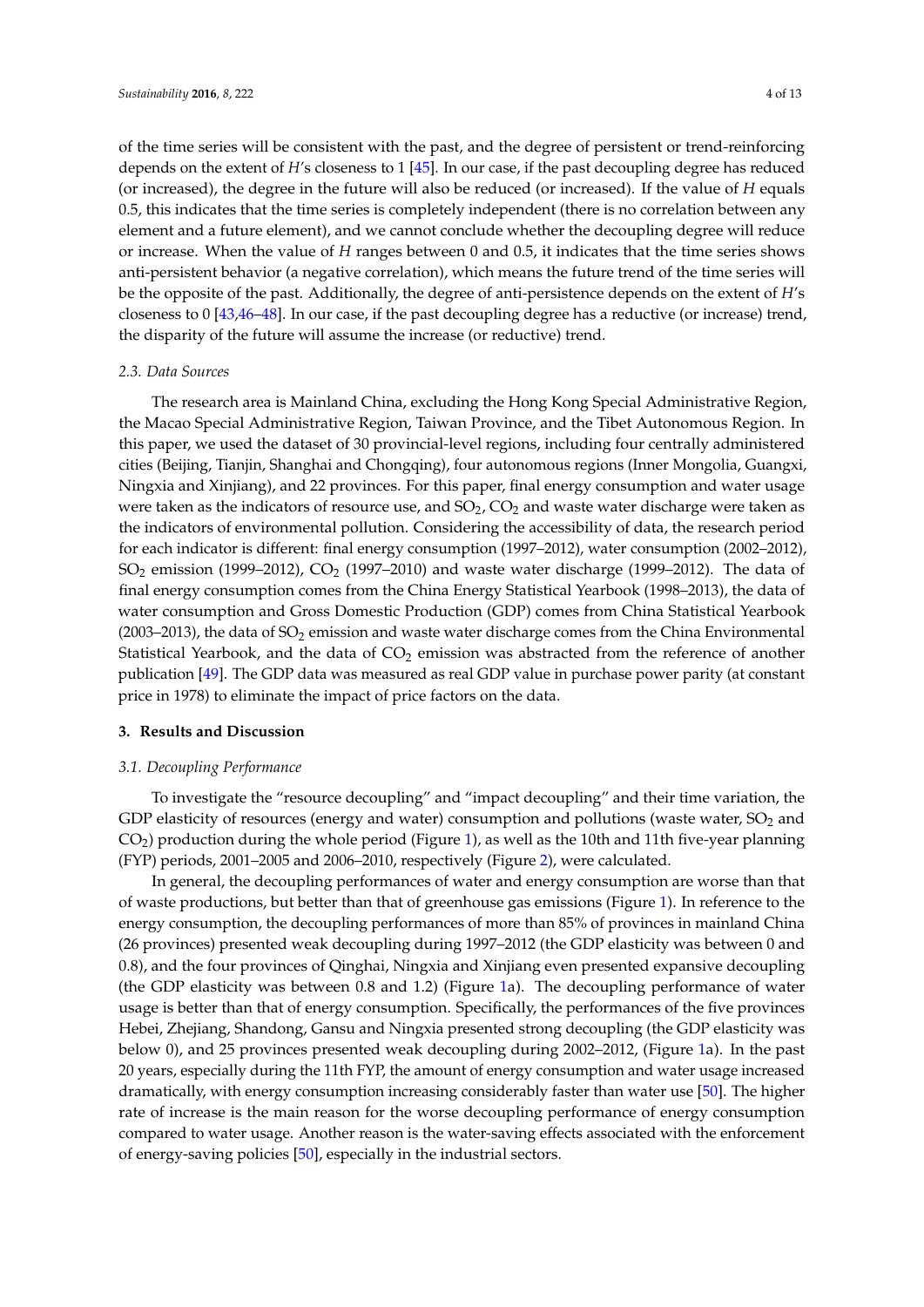of the time series will be consistent with the past, and the degree of persistent or trend-reinforcing depends on the extent of $H$'s closeness to 1 [45]. In our case, if the past decoupling degree has reduced (or increased), the degree in the future will also be reduced (or increased). If the value of $H$ equals 0.5, this indicates that the time series is completely independent (there is no correlation between any element and a future element), and we cannot conclude whether the decoupling degree will reduce or increase. When the value of $H$ ranges between 0 and 0.5, it indicates that the time series shows anti-persistent behavior (a negative correlation), which means the future trend of the time series will be the opposite of the past. Additionally, the degree of anti-persistence depends on the extent of $H$'s closeness to 0 [43,46–48]. In our case, if the past decoupling degree has a reductive (or increase) trend, the disparity of the future will assume the increase (or reductive) trend.

### *2.3. Data Sources*

The research area is Mainland China, excluding the Hong Kong Special Administrative Region, the Macao Special Administrative Region, Taiwan Province, and the Tibet Autonomous Region. In this paper, we used the dataset of 30 provincial-level regions, including four centrally administered cities (Beijing, Tianjin, Shanghai and Chongqing), four autonomous regions (Inner Mongolia, Guangxi, Ningxia and Xinjiang), and 22 provinces. For this paper, final energy consumption and water usage were taken as the indicators of resource use, and $SO_2$, $CO_2$ and waste water discharge were taken as the indicators of environmental pollution. Considering the accessibility of data, the research period for each indicator is different: final energy consumption (1997–2012), water consumption (2002–2012), $SO_2$ emission (1999–2012), $CO_2$ (1997–2010) and waste water discharge (1999–2012). The data of final energy consumption comes from the China Energy Statistical Yearbook (1998–2013), the data of water consumption and Gross Domestic Production (GDP) comes from China Statistical Yearbook (2003–2013), the data of $SO_2$ emission and waste water discharge comes from the China Environmental Statistical Yearbook, and the data of $CO_2$ emission was abstracted from the reference of another publication [49]. The GDP data was measured as real GDP value in purchase power parity (at constant price in 1978) to eliminate the impact of price factors on the data.

## **3. Results and Discussion**

### *3.1. Decoupling Performance*

To investigate the "resource decoupling" and "impact decoupling" and their time variation, the GDP elasticity of resources (energy and water) consumption and pollutions (waste water, $SO_2$ and $CO_2$) production during the whole period (Figure 1), as well as the 10th and 11th five-year planning (FYP) periods, 2001–2005 and 2006–2010, respectively (Figure 2), were calculated.

In general, the decoupling performances of water and energy consumption are worse than that of waste productions, but better than that of greenhouse gas emissions (Figure 1). In reference to the energy consumption, the decoupling performances of more than 85% of provinces in mainland China (26 provinces) presented weak decoupling during 1997–2012 (the GDP elasticity was between 0 and 0.8), and the four provinces of Qinghai, Ningxia and Xinjiang even presented expansive decoupling (the GDP elasticity was between 0.8 and 1.2) (Figure 1a). The decoupling performance of water usage is better than that of energy consumption. Specifically, the performances of the five provinces Hebei, Zhejiang, Shandong, Gansu and Ningxia presented strong decoupling (the GDP elasticity was below 0), and 25 provinces presented weak decoupling during 2002–2012, (Figure 1a). In the past 20 years, especially during the 11th FYP, the amount of energy consumption and water usage increased dramatically, with energy consumption increasing considerably faster than water use [50]. The higher rate of increase is the main reason for the worse decoupling performance of energy consumption compared to water usage. Another reason is the water-saving effects associated with the enforcement of energy-saving policies [50], especially in the industrial sectors.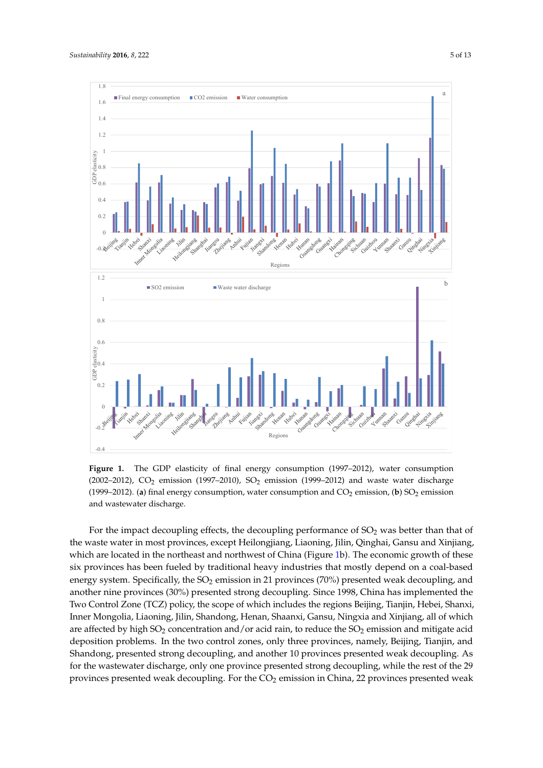**Figure 1.** The GDP elasticity of final energy consumption (1997–2012), water consumption (2002–2012), $CO_2$ emission (1997–2010), $SO_2$ emission (1999–2012) and waste water discharge (1999–2012). (**a**) final energy consumption, water consumption and $CO_2$ emission, (**b**) $SO_2$ emission and wastewater discharge.

For the impact decoupling effects, the decoupling performance of $SO_2$ was better than that of the waste water in most provinces, except Heilongjiang, Liaoning, Jilin, Qinghai, Gansu and Xinjiang, which are located in the northeast and northwest of China (Figure 1b). The economic growth of these six provinces has been fueled by traditional heavy industries that mostly depend on a coal-based energy system. Specifically, the $SO_2$ emission in 21 provinces (70%) presented weak decoupling, and another nine provinces (30%) presented strong decoupling. Since 1998, China has implemented the Two Control Zone (TCZ) policy, the scope of which includes the regions Beijing, Tianjin, Hebei, Shanxi, Inner Mongolia, Liaoning, Jilin, Shandong, Henan, Shaanxi, Gansu, Ningxia and Xinjiang, all of which are affected by high $SO_2$ concentration and/or acid rain, to reduce the $SO_2$ emission and mitigate acid deposition problems. In the two control zones, only three provinces, namely, Beijing, Tianjin, and Shandong, presented strong decoupling, and another 10 provinces presented weak decoupling. As for the wastewater discharge, only one province presented strong decoupling, while the rest of the 29 provinces presented weak decoupling. For the $CO_2$ emission in China, 22 provinces presented weak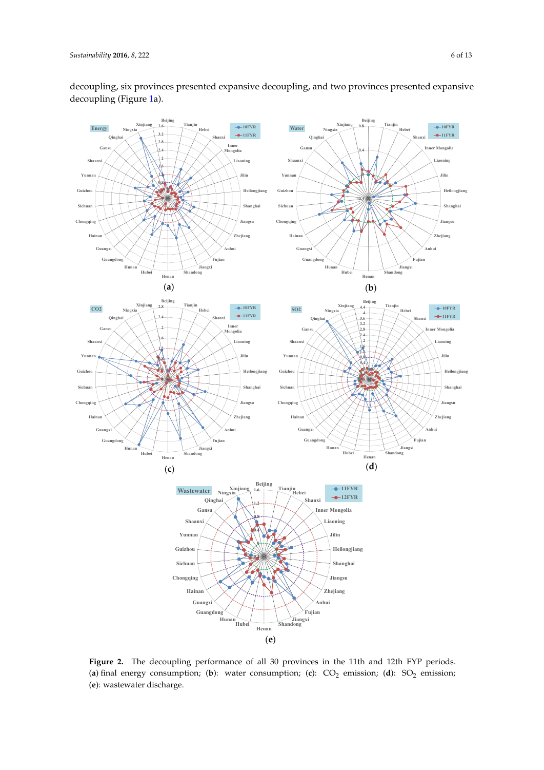decoupling, six provinces presented expansive decoupling, and two provinces presented expansive decoupling (Figure 1a).

**Figure 2.** The decoupling performance of all 30 provinces in the 11th and 12th FYP periods. (**a**) final energy consumption; (**b**): water consumption; (**c**): $CO_2$ emission; (**d**): $SO_2$ emission; (**e**): wastewater discharge.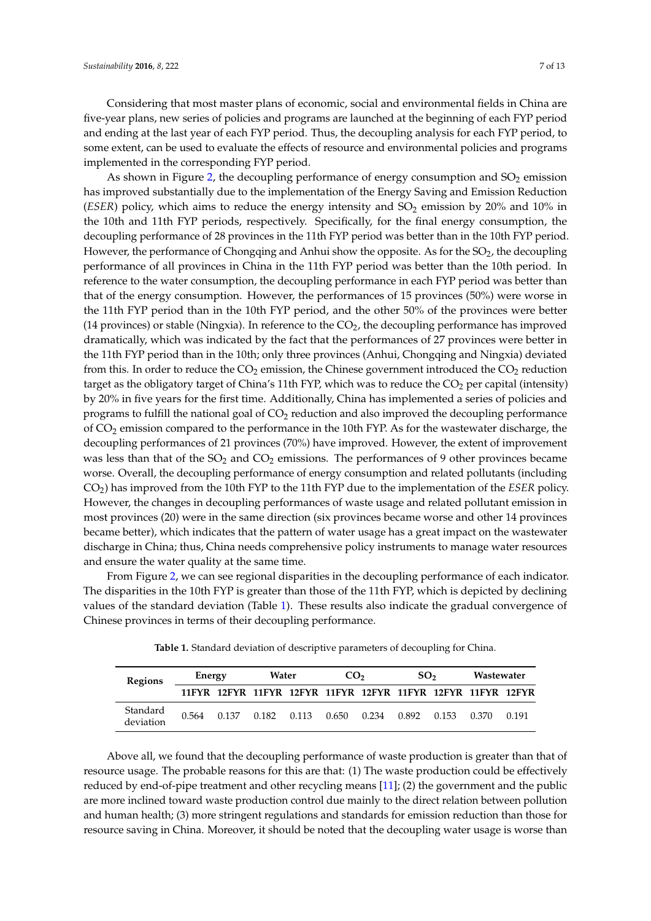Considering that most master plans of economic, social and environmental fields in China are five-year plans, new series of policies and programs are launched at the beginning of each FYP period and ending at the last year of each FYP period. Thus, the decoupling analysis for each FYP period, to some extent, can be used to evaluate the effects of resource and environmental policies and programs implemented in the corresponding FYP period.

As shown in Figure 2, the decoupling performance of energy consumption and $SO_2$ emission has improved substantially due to the implementation of the Energy Saving and Emission Reduction (*ESER*) policy, which aims to reduce the energy intensity and $SO_2$ emission by 20% and 10% in the 10th and 11th FYP periods, respectively. Specifically, for the final energy consumption, the decoupling performance of 28 provinces in the 11th FYP period was better than in the 10th FYP period. However, the performance of Chongqing and Anhui show the opposite. As for the $SO_2$, the decoupling performance of all provinces in China in the 11th FYP period was better than the 10th period. In reference to the water consumption, the decoupling performance in each FYP period was better than that of the energy consumption. However, the performances of 15 provinces (50%) were worse in the 11th FYP period than in the 10th FYP period, and the other 50% of the provinces were better (14 provinces) or stable (Ningxia). In reference to the $CO_2$, the decoupling performance has improved dramatically, which was indicated by the fact that the performances of 27 provinces were better in the 11th FYP period than in the 10th; only three provinces (Anhui, Chongqing and Ningxia) deviated from this. In order to reduce the $CO_2$ emission, the Chinese government introduced the $CO_2$ reduction target as the obligatory target of China's 11th FYP, which was to reduce the $CO_2$ per capital (intensity) by 20% in five years for the first time. Additionally, China has implemented a series of policies and programs to fulfill the national goal of $CO_2$ reduction and also improved the decoupling performance of $CO_2$ emission compared to the performance in the 10th FYP. As for the wastewater discharge, the decoupling performances of 21 provinces (70%) have improved. However, the extent of improvement was less than that of the $SO_2$ and $CO_2$ emissions. The performances of 9 other provinces became worse. Overall, the decoupling performance of energy consumption and related pollutants (including $CO_2$) has improved from the 10th FYP to the 11th FYP due to the implementation of the *ESER* policy. However, the changes in decoupling performances of waste usage and related pollutant emission in most provinces (20) were in the same direction (six provinces became worse and other 14 provinces became better), which indicates that the pattern of water usage has a great impact on the wastewater discharge in China; thus, China needs comprehensive policy instruments to manage water resources and ensure the water quality at the same time.

From Figure 2, we can see regional disparities in the decoupling performance of each indicator. The disparities in the 10th FYP is greater than those of the 11th FYP, which is depicted by declining values of the standard deviation (Table 1). These results also indicate the gradual convergence of Chinese provinces in terms of their decoupling performance.

**Table 1.** Standard deviation of descriptive parameters of decoupling for China.

| Regions | Energy | | Water | | $CO_2$ | | $SO_2$ | | Wastewater | |
|---|---|---|---|---|---|---|---|---|---|---|
| | 11FYR | 12FYR | 11FYR | 12FYR | 11FYR | 12FYR | 11FYR | 12FYR | 11FYR | 12FYR |
| Standard deviation | 0.564 | 0.137 | 0.182 | 0.113 | 0.650 | 0.234 | 0.892 | 0.153 | 0.370 | 0.191 |

Above all, we found that the decoupling performance of waste production is greater than that of resource usage. The probable reasons for this are that: (1) The waste production could be effectively reduced by end-of-pipe treatment and other recycling means [11]; (2) the government and the public are more inclined toward waste production control due mainly to the direct relation between pollution and human health; (3) more stringent regulations and standards for emission reduction than those for resource saving in China. Moreover, it should be noted that the decoupling water usage is worse than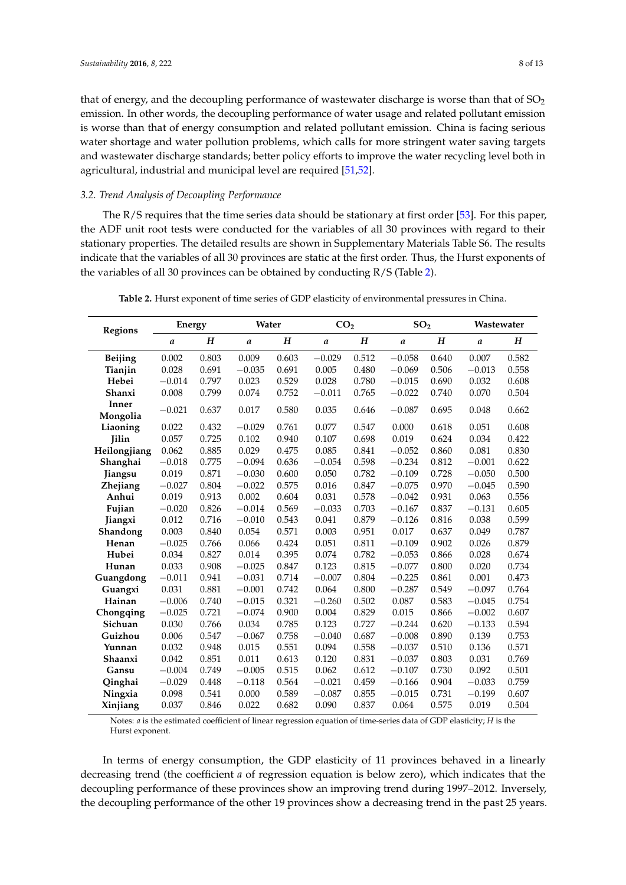that of energy, and the decoupling performance of wastewater discharge is worse than that of $SO_2$ emission. In other words, the decoupling performance of water usage and related pollutant emission is worse than that of energy consumption and related pollutant emission. China is facing serious water shortage and water pollution problems, which calls for more stringent water saving targets and wastewater discharge standards; better policy efforts to improve the water recycling level both in agricultural, industrial and municipal level are required [51,52].

### 3.2. Trend Analysis of Decoupling Performance

The R/S requires that the time series data should be stationary at first order [53]. For this paper, the ADF unit root tests were conducted for the variables of all 30 provinces with regard to their stationary properties. The detailed results are shown in Supplementary Materials Table S6. The results indicate that the variables of all 30 provinces are static at the first order. Thus, the Hurst exponents of the variables of all 30 provinces can be obtained by conducting R/S (Table 2).

**Table 2.** Hurst exponent of time series of GDP elasticity of environmental pressures in China.

| Regions | Energy | | Water | | $CO_2$ | | $SO_2$ | | Wastewater | |
|---|---|---|---|---|---|---|---|---|---|---|
| | $a$ | $H$ | $a$ | $H$ | $a$ | $H$ | $a$ | $H$ | $a$ | $H$ |
| **Beijing** | 0.002 | 0.803 | 0.009 | 0.603 | −0.029 | 0.512 | −0.058 | 0.640 | 0.007 | 0.582 |
| **Tianjin** | 0.028 | 0.691 | −0.035 | 0.691 | 0.005 | 0.480 | −0.069 | 0.506 | −0.013 | 0.558 |
| **Hebei** | −0.014 | 0.797 | 0.023 | 0.529 | 0.028 | 0.780 | −0.015 | 0.690 | 0.032 | 0.608 |
| **Shanxi** | 0.008 | 0.799 | 0.074 | 0.752 | −0.011 | 0.765 | −0.022 | 0.740 | 0.070 | 0.504 |
| **Inner Mongolia** | −0.021 | 0.637 | 0.017 | 0.580 | 0.035 | 0.646 | −0.087 | 0.695 | 0.048 | 0.662 |
| **Liaoning** | 0.022 | 0.432 | −0.029 | 0.761 | 0.077 | 0.547 | 0.000 | 0.618 | 0.051 | 0.608 |
| **Jilin** | 0.057 | 0.725 | 0.102 | 0.940 | 0.107 | 0.698 | 0.019 | 0.624 | 0.034 | 0.422 |
| **Heilongjiang** | 0.062 | 0.885 | 0.029 | 0.475 | 0.085 | 0.841 | −0.052 | 0.860 | 0.081 | 0.830 |
| **Shanghai** | −0.018 | 0.775 | −0.094 | 0.636 | −0.054 | 0.598 | −0.234 | 0.812 | −0.001 | 0.622 |
| **Jiangsu** | 0.019 | 0.871 | −0.030 | 0.600 | 0.050 | 0.782 | −0.109 | 0.728 | −0.050 | 0.500 |
| **Zhejiang** | −0.027 | 0.804 | −0.022 | 0.575 | 0.016 | 0.847 | −0.075 | 0.970 | −0.045 | 0.590 |
| **Anhui** | 0.019 | 0.913 | 0.002 | 0.604 | 0.031 | 0.578 | −0.042 | 0.931 | 0.063 | 0.556 |
| **Fujian** | −0.020 | 0.826 | −0.014 | 0.569 | −0.033 | 0.703 | −0.167 | 0.837 | −0.131 | 0.605 |
| **Jiangxi** | 0.012 | 0.716 | −0.010 | 0.543 | 0.041 | 0.879 | −0.126 | 0.816 | 0.038 | 0.599 |
| **Shandong** | 0.003 | 0.840 | 0.054 | 0.571 | 0.003 | 0.951 | 0.017 | 0.637 | 0.049 | 0.787 |
| **Henan** | −0.025 | 0.766 | 0.066 | 0.424 | 0.051 | 0.811 | −0.109 | 0.902 | 0.026 | 0.879 |
| **Hubei** | 0.034 | 0.827 | 0.014 | 0.395 | 0.074 | 0.782 | −0.053 | 0.866 | 0.028 | 0.674 |
| **Hunan** | 0.033 | 0.908 | −0.025 | 0.847 | 0.123 | 0.815 | −0.077 | 0.800 | 0.020 | 0.734 |
| **Guangdong** | −0.011 | 0.941 | −0.031 | 0.714 | −0.007 | 0.804 | −0.225 | 0.861 | 0.001 | 0.473 |
| **Guangxi** | 0.031 | 0.881 | −0.001 | 0.742 | 0.064 | 0.800 | −0.287 | 0.549 | −0.097 | 0.764 |
| **Hainan** | −0.006 | 0.740 | −0.015 | 0.321 | −0.260 | 0.502 | 0.087 | 0.583 | −0.045 | 0.754 |
| **Chongqing** | −0.025 | 0.721 | −0.074 | 0.900 | 0.004 | 0.829 | 0.015 | 0.866 | −0.002 | 0.607 |
| **Sichuan** | 0.030 | 0.766 | 0.034 | 0.785 | 0.123 | 0.727 | −0.244 | 0.620 | −0.133 | 0.594 |
| **Guizhou** | 0.006 | 0.547 | −0.067 | 0.758 | −0.040 | 0.687 | −0.008 | 0.890 | 0.139 | 0.753 |
| **Yunnan** | 0.032 | 0.948 | 0.015 | 0.551 | 0.094 | 0.558 | −0.037 | 0.510 | 0.136 | 0.571 |
| **Shaanxi** | 0.042 | 0.851 | 0.011 | 0.613 | 0.120 | 0.831 | −0.037 | 0.803 | 0.031 | 0.769 |
| **Gansu** | −0.004 | 0.749 | −0.005 | 0.515 | 0.062 | 0.612 | −0.107 | 0.730 | 0.092 | 0.501 |
| **Qinghai** | −0.029 | 0.448 | −0.118 | 0.564 | −0.021 | 0.459 | −0.166 | 0.904 | −0.033 | 0.759 |
| **Ningxia** | 0.098 | 0.541 | 0.000 | 0.589 | −0.087 | 0.855 | −0.015 | 0.731 | −0.199 | 0.607 |
| **Xinjiang** | 0.037 | 0.846 | 0.022 | 0.682 | 0.090 | 0.837 | 0.064 | 0.575 | 0.019 | 0.504 |

Notes: $a$ is the estimated coefficient of linear regression equation of time-series data of GDP elasticity; $H$ is the Hurst exponent.

In terms of energy consumption, the GDP elasticity of 11 provinces behaved in a linearly decreasing trend (the coefficient $a$ of regression equation is below zero), which indicates that the decoupling performance of these provinces show an improving trend during 1997–2012. Inversely, the decoupling performance of the other 19 provinces show a decreasing trend in the past 25 years.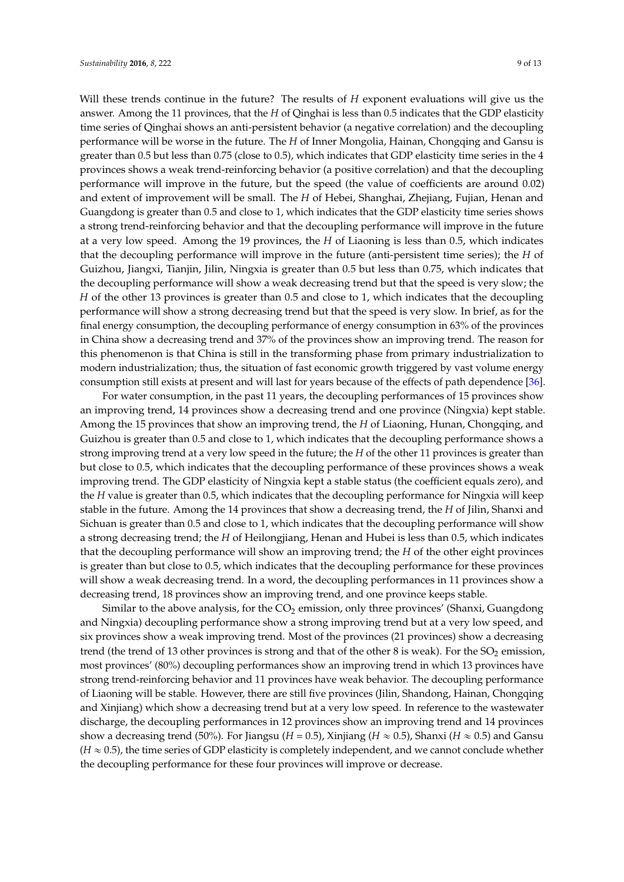Will these trends continue in the future? The results of $H$ exponent evaluations will give us the answer. Among the 11 provinces, that the $H$ of Qinghai is less than 0.5 indicates that the GDP elasticity time series of Qinghai shows an anti-persistent behavior (a negative correlation) and the decoupling performance will be worse in the future. The $H$ of Inner Mongolia, Hainan, Chongqing and Gansu is greater than 0.5 but less than 0.75 (close to 0.5), which indicates that GDP elasticity time series in the 4 provinces shows a weak trend-reinforcing behavior (a positive correlation) and that the decoupling performance will improve in the future, but the speed (the value of coefficients are around 0.02) and extent of improvement will be small. The $H$ of Hebei, Shanghai, Zhejiang, Fujian, Henan and Guangdong is greater than 0.5 and close to 1, which indicates that the GDP elasticity time series shows a strong trend-reinforcing behavior and that the decoupling performance will improve in the future at a very low speed. Among the 19 provinces, the $H$ of Liaoning is less than 0.5, which indicates that the decoupling performance will improve in the future (anti-persistent time series); the $H$ of Guizhou, Jiangxi, Tianjin, Jilin, Ningxia is greater than 0.5 but less than 0.75, which indicates that the decoupling performance will show a weak decreasing trend but that the speed is very slow; the $H$ of the other 13 provinces is greater than 0.5 and close to 1, which indicates that the decoupling performance will show a strong decreasing trend but that the speed is very slow. In brief, as for the final energy consumption, the decoupling performance of energy consumption in 63% of the provinces in China show a decreasing trend and 37% of the provinces show an improving trend. The reason for this phenomenon is that China is still in the transforming phase from primary industrialization to modern industrialization; thus, the situation of fast economic growth triggered by vast volume energy consumption still exists at present and will last for years because of the effects of path dependence [36].

For water consumption, in the past 11 years, the decoupling performances of 15 provinces show an improving trend, 14 provinces show a decreasing trend and one province (Ningxia) kept stable. Among the 15 provinces that show an improving trend, the $H$ of Liaoning, Hunan, Chongqing, and Guizhou is greater than 0.5 and close to 1, which indicates that the decoupling performance shows a strong improving trend at a very low speed in the future; the $H$ of the other 11 provinces is greater than but close to 0.5, which indicates that the decoupling performance of these provinces shows a weak improving trend. The GDP elasticity of Ningxia kept a stable status (the coefficient equals zero), and the $H$ value is greater than 0.5, which indicates that the decoupling performance for Ningxia will keep stable in the future. Among the 14 provinces that show a decreasing trend, the $H$ of Jilin, Shanxi and Sichuan is greater than 0.5 and close to 1, which indicates that the decoupling performance will show a strong decreasing trend; the $H$ of Heilongjiang, Henan and Hubei is less than 0.5, which indicates that the decoupling performance will show an improving trend; the $H$ of the other eight provinces is greater than but close to 0.5, which indicates that the decoupling performance for these provinces will show a weak decreasing trend. In a word, the decoupling performances in 11 provinces show a decreasing trend, 18 provinces show an improving trend, and one province keeps stable.

Similar to the above analysis, for the $CO_2$ emission, only three provinces' (Shanxi, Guangdong and Ningxia) decoupling performance show a strong improving trend but at a very low speed, and six provinces show a weak improving trend. Most of the provinces (21 provinces) show a decreasing trend (the trend of 13 other provinces is strong and that of the other 8 is weak). For the $SO_2$ emission, most provinces' (80%) decoupling performances show an improving trend in which 13 provinces have strong trend-reinforcing behavior and 11 provinces have weak behavior. The decoupling performance of Liaoning will be stable. However, there are still five provinces (Jilin, Shandong, Hainan, Chongqing and Xinjiang) which show a decreasing trend but at a very low speed. In reference to the wastewater discharge, the decoupling performances in 12 provinces show an improving trend and 14 provinces show a decreasing trend (50%). For Jiangsu ($H = 0.5$), Xinjiang ($H \approx 0.5$), Shanxi ($H \approx 0.5$) and Gansu ($H \approx 0.5$), the time series of GDP elasticity is completely independent, and we cannot conclude whether the decoupling performance for these four provinces will improve or decrease.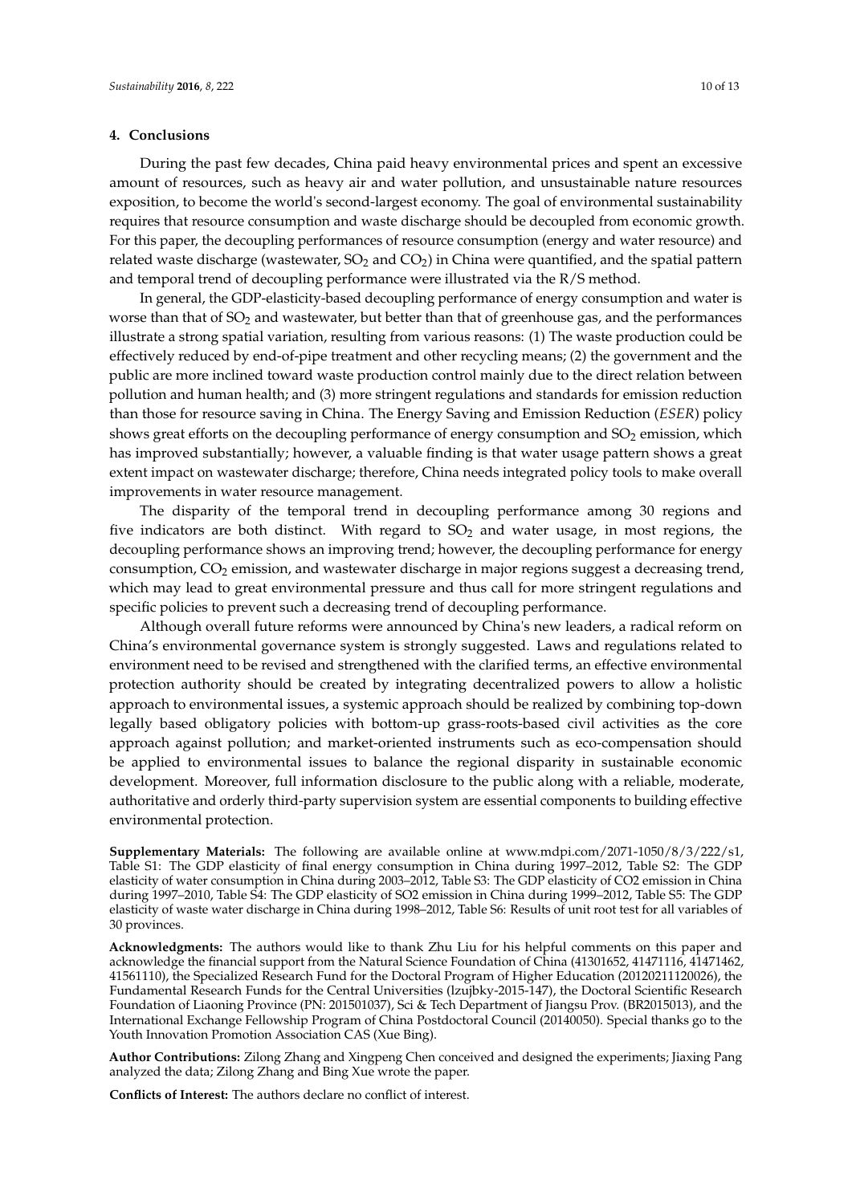## 4. Conclusions

During the past few decades, China paid heavy environmental prices and spent an excessive amount of resources, such as heavy air and water pollution, and unsustainable nature resources exposition, to become the world's second-largest economy. The goal of environmental sustainability requires that resource consumption and waste discharge should be decoupled from economic growth. For this paper, the decoupling performances of resource consumption (energy and water resource) and related waste discharge (wastewater, $SO_2$ and $CO_2$) in China were quantified, and the spatial pattern and temporal trend of decoupling performance were illustrated via the R/S method.

In general, the GDP-elasticity-based decoupling performance of energy consumption and water is worse than that of $SO_2$ and wastewater, but better than that of greenhouse gas, and the performances illustrate a strong spatial variation, resulting from various reasons: (1) The waste production could be effectively reduced by end-of-pipe treatment and other recycling means; (2) the government and the public are more inclined toward waste production control mainly due to the direct relation between pollution and human health; and (3) more stringent regulations and standards for emission reduction than those for resource saving in China. The Energy Saving and Emission Reduction (*ESER*) policy shows great efforts on the decoupling performance of energy consumption and $SO_2$ emission, which has improved substantially; however, a valuable finding is that water usage pattern shows a great extent impact on wastewater discharge; therefore, China needs integrated policy tools to make overall improvements in water resource management.

The disparity of the temporal trend in decoupling performance among 30 regions and five indicators are both distinct. With regard to $SO_2$ and water usage, in most regions, the decoupling performance shows an improving trend; however, the decoupling performance for energy consumption, $CO_2$ emission, and wastewater discharge in major regions suggest a decreasing trend, which may lead to great environmental pressure and thus call for more stringent regulations and specific policies to prevent such a decreasing trend of decoupling performance.

Although overall future reforms were announced by China's new leaders, a radical reform on China's environmental governance system is strongly suggested. Laws and regulations related to environment need to be revised and strengthened with the clarified terms, an effective environmental protection authority should be created by integrating decentralized powers to allow a holistic approach to environmental issues, a systemic approach should be realized by combining top-down legally based obligatory policies with bottom-up grass-roots-based civil activities as the core approach against pollution; and market-oriented instruments such as eco-compensation should be applied to environmental issues to balance the regional disparity in sustainable economic development. Moreover, full information disclosure to the public along with a reliable, moderate, authoritative and orderly third-party supervision system are essential components to building effective environmental protection.

**Supplementary Materials:** The following are available online at www.mdpi.com/2071-1050/8/3/222/s1, Table S1: The GDP elasticity of final energy consumption in China during 1997–2012, Table S2: The GDP elasticity of water consumption in China during 2003–2012, Table S3: The GDP elasticity of CO2 emission in China during 1997–2010, Table S4: The GDP elasticity of SO2 emission in China during 1999–2012, Table S5: The GDP elasticity of waste water discharge in China during 1998–2012, Table S6: Results of unit root test for all variables of 30 provinces.

**Acknowledgments:** The authors would like to thank Zhu Liu for his helpful comments on this paper and acknowledge the financial support from the Natural Science Foundation of China (41301652, 41471116, 41471462, 41561110), the Specialized Research Fund for the Doctoral Program of Higher Education (20120211120026), the Fundamental Research Funds for the Central Universities (lzujbky-2015-147), the Doctoral Scientific Research Foundation of Liaoning Province (PN: 201501037), Sci & Tech Department of Jiangsu Prov. (BR2015013), and the International Exchange Fellowship Program of China Postdoctoral Council (20140050). Special thanks go to the Youth Innovation Promotion Association CAS (Xue Bing).

**Author Contributions:** Zilong Zhang and Xingpeng Chen conceived and designed the experiments; Jiaxing Pang analyzed the data; Zilong Zhang and Bing Xue wrote the paper.

**Conflicts of Interest:** The authors declare no conflict of interest.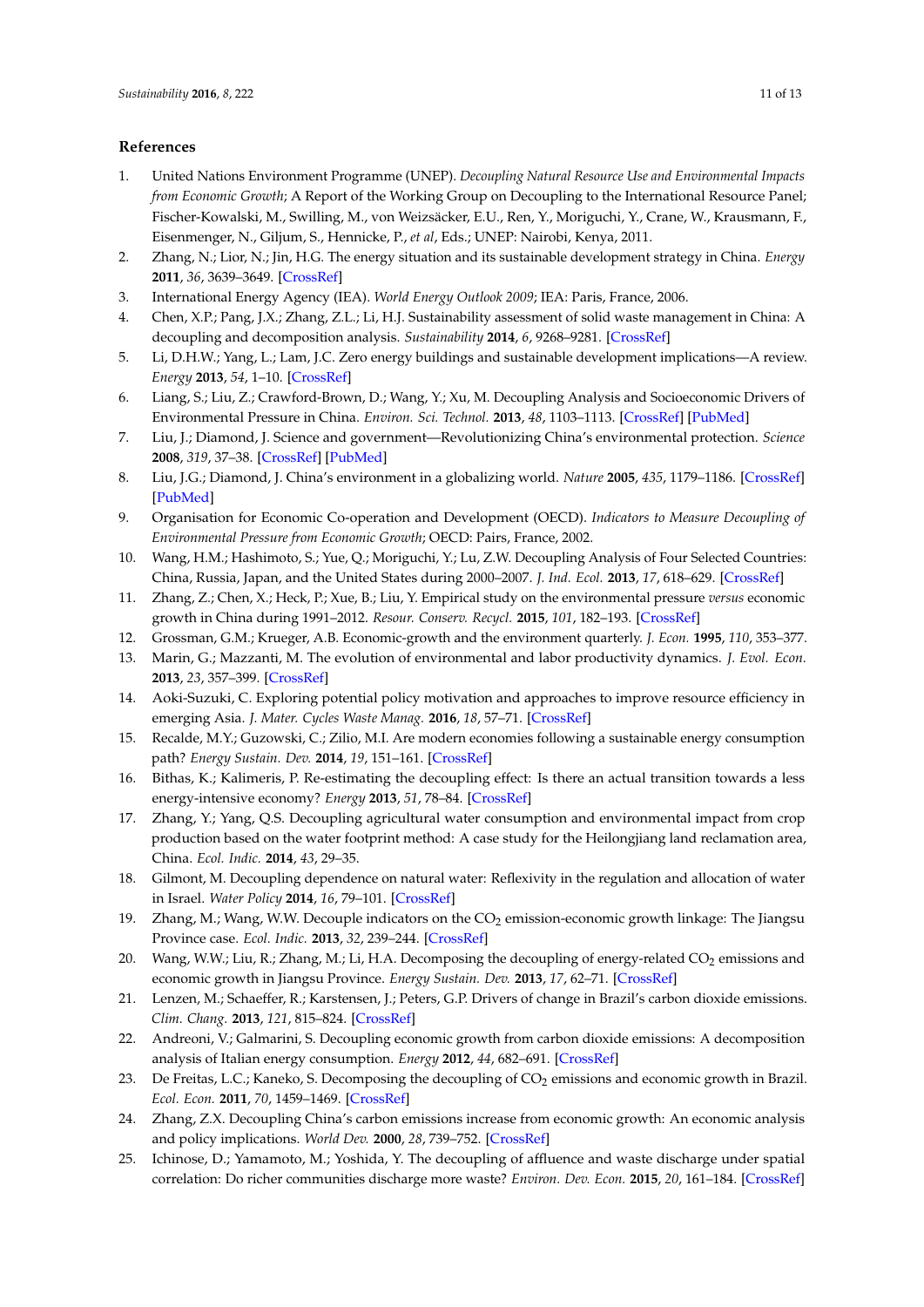## References

1. United Nations Environment Programme (UNEP). *Decoupling Natural Resource Use and Environmental Impacts from Economic Growth*; A Report of the Working Group on Decoupling to the International Resource Panel; Fischer-Kowalski, M., Swilling, M., von Weizsäcker, E.U., Ren, Y., Moriguchi, Y., Crane, W., Krausmann, F., Eisenmenger, N., Giljum, S., Hennicke, P., *et al*, Eds.; UNEP: Nairobi, Kenya, 2011.
2. Zhang, N.; Lior, N.; Jin, H.G. The energy situation and its sustainable development strategy in China. *Energy* **2011**, *36*, 3639–3649. [CrossRef]
3. International Energy Agency (IEA). *World Energy Outlook 2009*; IEA: Paris, France, 2006.
4. Chen, X.P.; Pang, J.X.; Zhang, Z.L.; Li, H.J. Sustainability assessment of solid waste management in China: A decoupling and decomposition analysis. *Sustainability* **2014**, *6*, 9268–9281. [CrossRef]
5. Li, D.H.W.; Yang, L.; Lam, J.C. Zero energy buildings and sustainable development implications—A review. *Energy* **2013**, *54*, 1–10. [CrossRef]
6. Liang, S.; Liu, Z.; Crawford-Brown, D.; Wang, Y.; Xu, M. Decoupling Analysis and Socioeconomic Drivers of Environmental Pressure in China. *Environ. Sci. Technol.* **2013**, *48*, 1103–1113. [CrossRef] [PubMed]
7. Liu, J.; Diamond, J. Science and government—Revolutionizing China's environmental protection. *Science* **2008**, *319*, 37–38. [CrossRef] [PubMed]
8. Liu, J.G.; Diamond, J. China's environment in a globalizing world. *Nature* **2005**, *435*, 1179–1186. [CrossRef] [PubMed]
9. Organisation for Economic Co-operation and Development (OECD). *Indicators to Measure Decoupling of Environmental Pressure from Economic Growth*; OECD: Pairs, France, 2002.
10. Wang, H.M.; Hashimoto, S.; Yue, Q.; Moriguchi, Y.; Lu, Z.W. Decoupling Analysis of Four Selected Countries: China, Russia, Japan, and the United States during 2000–2007. *J. Ind. Ecol.* **2013**, *17*, 618–629. [CrossRef]
11. Zhang, Z.; Chen, X.; Heck, P.; Xue, B.; Liu, Y. Empirical study on the environmental pressure *versus* economic growth in China during 1991–2012. *Resour. Conserv. Recycl.* **2015**, *101*, 182–193. [CrossRef]
12. Grossman, G.M.; Krueger, A.B. Economic-growth and the environment quarterly. *J. Econ.* **1995**, *110*, 353–377.
13. Marin, G.; Mazzanti, M. The evolution of environmental and labor productivity dynamics. *J. Evol. Econ.* **2013**, *23*, 357–399. [CrossRef]
14. Aoki-Suzuki, C. Exploring potential policy motivation and approaches to improve resource efficiency in emerging Asia. *J. Mater. Cycles Waste Manag.* **2016**, *18*, 57–71. [CrossRef]
15. Recalde, M.Y.; Guzowski, C.; Zilio, M.I. Are modern economies following a sustainable energy consumption path? *Energy Sustain. Dev.* **2014**, *19*, 151–161. [CrossRef]
16. Bithas, K.; Kalimeris, P. Re-estimating the decoupling effect: Is there an actual transition towards a less energy-intensive economy? *Energy* **2013**, *51*, 78–84. [CrossRef]
17. Zhang, Y.; Yang, Q.S. Decoupling agricultural water consumption and environmental impact from crop production based on the water footprint method: A case study for the Heilongjiang land reclamation area, China. *Ecol. Indic.* **2014**, *43*, 29–35.
18. Gilmont, M. Decoupling dependence on natural water: Reflexivity in the regulation and allocation of water in Israel. *Water Policy* **2014**, *16*, 79–101. [CrossRef]
19. Zhang, M.; Wang, W.W. Decouple indicators on the $CO_2$ emission-economic growth linkage: The Jiangsu Province case. *Ecol. Indic.* **2013**, *32*, 239–244. [CrossRef]
20. Wang, W.W.; Liu, R.; Zhang, M.; Li, H.A. Decomposing the decoupling of energy-related $CO_2$ emissions and economic growth in Jiangsu Province. *Energy Sustain. Dev.* **2013**, *17*, 62–71. [CrossRef]
21. Lenzen, M.; Schaeffer, R.; Karstensen, J.; Peters, G.P. Drivers of change in Brazil's carbon dioxide emissions. *Clim. Chang.* **2013**, *121*, 815–824. [CrossRef]
22. Andreoni, V.; Galmarini, S. Decoupling economic growth from carbon dioxide emissions: A decomposition analysis of Italian energy consumption. *Energy* **2012**, *44*, 682–691. [CrossRef]
23. De Freitas, L.C.; Kaneko, S. Decomposing the decoupling of $CO_2$ emissions and economic growth in Brazil. *Ecol. Econ.* **2011**, *70*, 1459–1469. [CrossRef]
24. Zhang, Z.X. Decoupling China's carbon emissions increase from economic growth: An economic analysis and policy implications. *World Dev.* **2000**, *28*, 739–752. [CrossRef]
25. Ichinose, D.; Yamamoto, M.; Yoshida, Y. The decoupling of affluence and waste discharge under spatial correlation: Do richer communities discharge more waste? *Environ. Dev. Econ.* **2015**, *20*, 161–184. [CrossRef]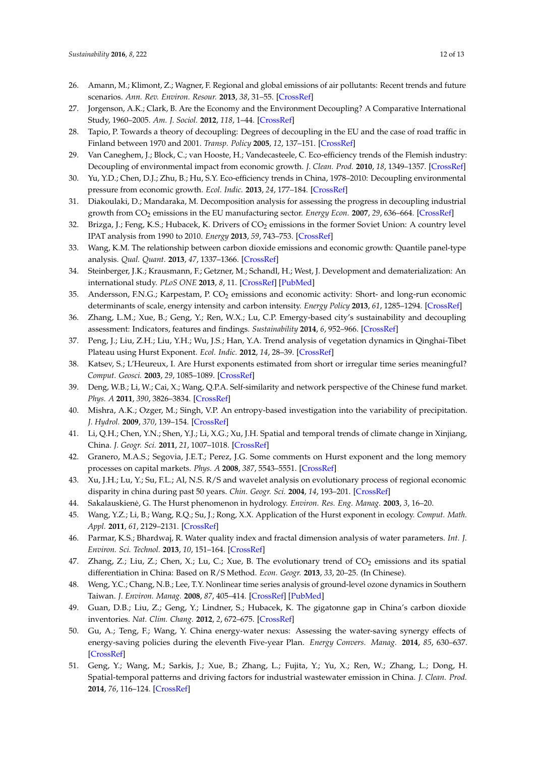26. Amann, M.; Klimont, Z.; Wagner, F. Regional and global emissions of air pollutants: Recent trends and future scenarios. *Ann. Rev. Environ. Resour.* **2013**, *38*, 31–55. [CrossRef]
27. Jorgenson, A.K.; Clark, B. Are the Economy and the Environment Decoupling? A Comparative International Study, 1960–2005. *Am. J. Sociol.* **2012**, *118*, 1–44. [CrossRef]
28. Tapio, P. Towards a theory of decoupling: Degrees of decoupling in the EU and the case of road traffic in Finland between 1970 and 2001. *Transp. Policy* **2005**, *12*, 137–151. [CrossRef]
29. Van Caneghem, J.; Block, C.; van Hooste, H.; Vandecasteele, C. Eco-efficiency trends of the Flemish industry: Decoupling of environmental impact from economic growth. *J. Clean. Prod.* **2010**, *18*, 1349–1357. [CrossRef]
30. Yu, Y.D.; Chen, D.J.; Zhu, B.; Hu, S.Y. Eco-efficiency trends in China, 1978–2010: Decoupling environmental pressure from economic growth. *Ecol. Indic.* **2013**, *24*, 177–184. [CrossRef]
31. Diakoulaki, D.; Mandaraka, M. Decomposition analysis for assessing the progress in decoupling industrial growth from $CO_2$ emissions in the EU manufacturing sector. *Energy Econ.* **2007**, *29*, 636–664. [CrossRef]
32. Brizga, J.; Feng, K.S.; Hubacek, K. Drivers of $CO_2$ emissions in the former Soviet Union: A country level IPAT analysis from 1990 to 2010. *Energy* **2013**, *59*, 743–753. [CrossRef]
33. Wang, K.M. The relationship between carbon dioxide emissions and economic growth: Quantile panel-type analysis. *Qual. Quant.* **2013**, *47*, 1337–1366. [CrossRef]
34. Steinberger, J.K.; Krausmann, F.; Getzner, M.; Schandl, H.; West, J. Development and dematerialization: An international study. *PLoS ONE* **2013**, *8*, 11. [CrossRef] [PubMed]
35. Andersson, F.N.G.; Karpestam, P. $CO_2$ emissions and economic activity: Short- and long-run economic determinants of scale, energy intensity and carbon intensity. *Energy Policy* **2013**, *61*, 1285–1294. [CrossRef]
36. Zhang, L.M.; Xue, B.; Geng, Y.; Ren, W.X.; Lu, C.P. Emergy-based city's sustainability and decoupling assessment: Indicators, features and findings. *Sustainability* **2014**, *6*, 952–966. [CrossRef]
37. Peng, J.; Liu, Z.H.; Liu, Y.H.; Wu, J.S.; Han, Y.A. Trend analysis of vegetation dynamics in Qinghai-Tibet Plateau using Hurst Exponent. *Ecol. Indic.* **2012**, *14*, 28–39. [CrossRef]
38. Katsev, S.; L'Heureux, I. Are Hurst exponents estimated from short or irregular time series meaningful? *Comput. Geosci.* **2003**, *29*, 1085–1089. [CrossRef]
39. Deng, W.B.; Li, W.; Cai, X.; Wang, Q.P.A. Self-similarity and network perspective of the Chinese fund market. *Phys. A* **2011**, *390*, 3826–3834. [CrossRef]
40. Mishra, A.K.; Ozger, M.; Singh, V.P. An entropy-based investigation into the variability of precipitation. *J. Hydrol.* **2009**, *370*, 139–154. [CrossRef]
41. Li, Q.H.; Chen, Y.N.; Shen, Y.J.; Li, X.G.; Xu, J.H. Spatial and temporal trends of climate change in Xinjiang, China. *J. Geogr. Sci.* **2011**, *21*, 1007–1018. [CrossRef]
42. Granero, M.A.S.; Segovia, J.E.T.; Perez, J.G. Some comments on Hurst exponent and the long memory processes on capital markets. *Phys. A* **2008**, *387*, 5543–5551. [CrossRef]
43. Xu, J.H.; Lu, Y.; Su, F.L.; Al, N.S. R/S and wavelet analysis on evolutionary process of regional economic disparity in china during past 50 years. *Chin. Geogr. Sci.* **2004**, *14*, 193–201. [CrossRef]
44. Sakalauskienė, G. The Hurst phenomenon in hydrology. *Environ. Res. Eng. Manag.* **2003**, *3*, 16–20.
45. Wang, Y.Z.; Li, B.; Wang, R.Q.; Su, J.; Rong, X.X. Application of the Hurst exponent in ecology. *Comput. Math. Appl.* **2011**, *61*, 2129–2131. [CrossRef]
46. Parmar, K.S.; Bhardwaj, R. Water quality index and fractal dimension analysis of water parameters. *Int. J. Environ. Sci. Technol.* **2013**, *10*, 151–164. [CrossRef]
47. Zhang, Z.; Liu, Z.; Chen, X.; Lu, C.; Xue, B. The evolutionary trend of $CO_2$ emissions and its spatial differentiation in China: Based on R/S Method. *Econ. Geogr.* **2013**, *33*, 20–25. (In Chinese).
48. Weng, Y.C.; Chang, N.B.; Lee, T.Y. Nonlinear time series analysis of ground-level ozone dynamics in Southern Taiwan. *J. Environ. Manag.* **2008**, *87*, 405–414. [CrossRef] [PubMed]
49. Guan, D.B.; Liu, Z.; Geng, Y.; Lindner, S.; Hubacek, K. The gigatonne gap in China's carbon dioxide inventories. *Nat. Clim. Chang.* **2012**, *2*, 672–675. [CrossRef]
50. Gu, A.; Teng, F.; Wang, Y. China energy-water nexus: Assessing the water-saving synergy effects of energy-saving policies during the eleventh Five-year Plan. *Energy Convers. Manag.* **2014**, *85*, 630–637. [CrossRef]
51. Geng, Y.; Wang, M.; Sarkis, J.; Xue, B.; Zhang, L.; Fujita, Y.; Yu, X.; Ren, W.; Zhang, L.; Dong, H. Spatial-temporal patterns and driving factors for industrial wastewater emission in China. *J. Clean. Prod.* **2014**, *76*, 116–124. [CrossRef]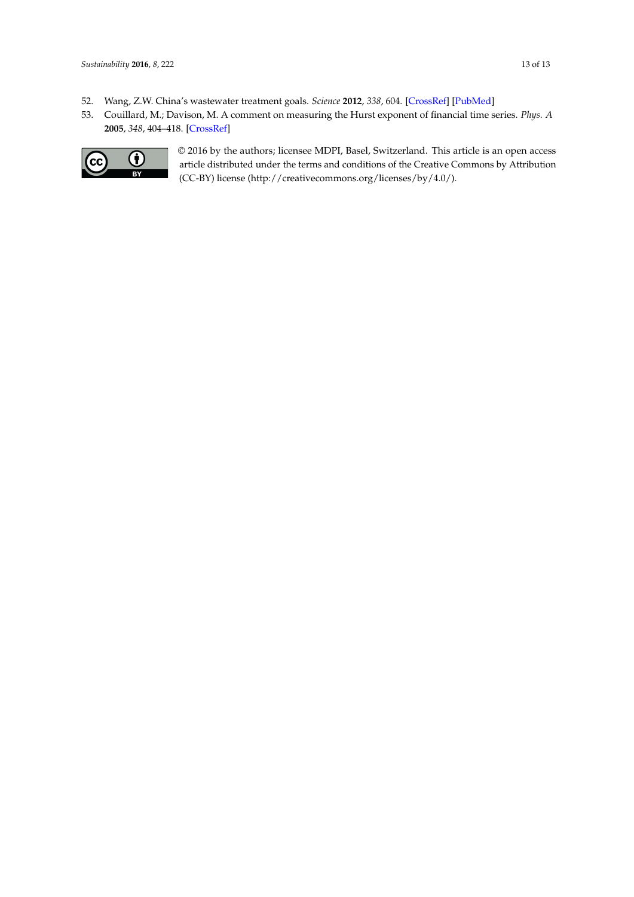52. Wang, Z.W. China's wastewater treatment goals. *Science* **2012**, *338*, 604. [CrossRef] [PubMed]
53. Couillard, M.; Davison, M. A comment on measuring the Hurst exponent of financial time series. *Phys. A* **2005**, *348*, 404–418. [CrossRef]

© 2016 by the authors; licensee MDPI, Basel, Switzerland. This article is an open access article distributed under the terms and conditions of the Creative Commons by Attribution (CC-BY) license (http://creativecommons.org/licenses/by/4.0/).